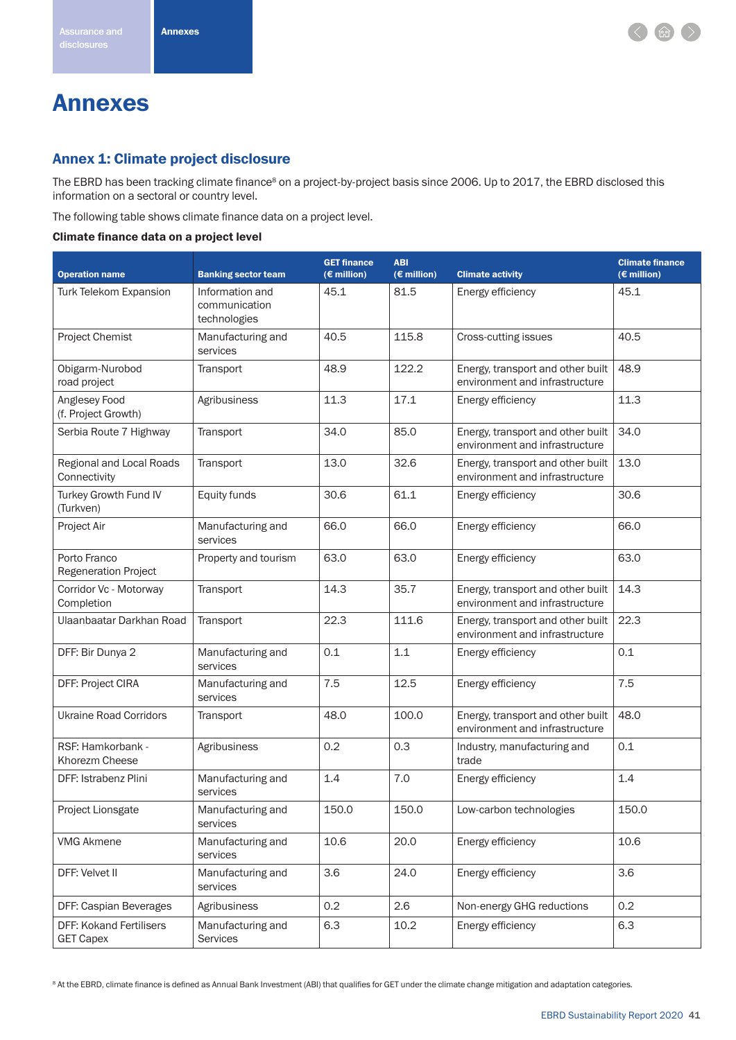# Annexes

## Annex 1: Climate project disclosure

The EBRD has been tracking climate finance[8] on a project-by-project basis since 2006. Up to 2017, the EBRD disclosed this information on a sectoral or country level.

The following table shows climate finance data on a project level.

**Climate finance data on a project level**

| Operation name | Banking sector team | GET finance (€ million) | ABI (€ million) | Climate activity | Climate finance (€ million) |
|---|---|---|---|---|---|
| Turk Telekom Expansion | Information and communication technologies | 45.1 | 81.5 | Energy efficiency | 45.1 |
| Project Chemist | Manufacturing and services | 40.5 | 115.8 | Cross-cutting issues | 40.5 |
| Obigarm-Nurobod road project | Transport | 48.9 | 122.2 | Energy, transport and other built environment and infrastructure | 48.9 |
| Anglesey Food (f. Project Growth) | Agribusiness | 11.3 | 17.1 | Energy efficiency | 11.3 |
| Serbia Route 7 Highway | Transport | 34.0 | 85.0 | Energy, transport and other built environment and infrastructure | 34.0 |
| Regional and Local Roads Connectivity | Transport | 13.0 | 32.6 | Energy, transport and other built environment and infrastructure | 13.0 |
| Turkey Growth Fund IV (Turkven) | Equity funds | 30.6 | 61.1 | Energy efficiency | 30.6 |
| Project Air | Manufacturing and services | 66.0 | 66.0 | Energy efficiency | 66.0 |
| Porto Franco Regeneration Project | Property and tourism | 63.0 | 63.0 | Energy efficiency | 63.0 |
| Corridor Vc - Motorway Completion | Transport | 14.3 | 35.7 | Energy, transport and other built environment and infrastructure | 14.3 |
| Ulaanbaatar Darkhan Road | Transport | 22.3 | 111.6 | Energy, transport and other built environment and infrastructure | 22.3 |
| DFF: Bir Dunya 2 | Manufacturing and services | 0.1 | 1.1 | Energy efficiency | 0.1 |
| DFF: Project CIRA | Manufacturing and services | 7.5 | 12.5 | Energy efficiency | 7.5 |
| Ukraine Road Corridors | Transport | 48.0 | 100.0 | Energy, transport and other built environment and infrastructure | 48.0 |
| RSF: Hamkorbank - Khorezm Cheese | Agribusiness | 0.2 | 0.3 | Industry, manufacturing and trade | 0.1 |
| DFF: Istrabenz Plini | Manufacturing and services | 1.4 | 7.0 | Energy efficiency | 1.4 |
| Project Lionsgate | Manufacturing and services | 150.0 | 150.0 | Low-carbon technologies | 150.0 |
| VMG Akmene | Manufacturing and services | 10.6 | 20.0 | Energy efficiency | 10.6 |
| DFF: Velvet II | Manufacturing and services | 3.6 | 24.0 | Energy efficiency | 3.6 |
| DFF: Caspian Beverages | Agribusiness | 0.2 | 2.6 | Non-energy GHG reductions | 0.2 |
| DFF: Kokand Fertilisers GET Capex | Manufacturing and Services | 6.3 | 10.2 | Energy efficiency | 6.3 |

[8] At the EBRD, climate finance is defined as Annual Bank Investment (ABI) that qualifies for GET under the climate change mitigation and adaptation categories.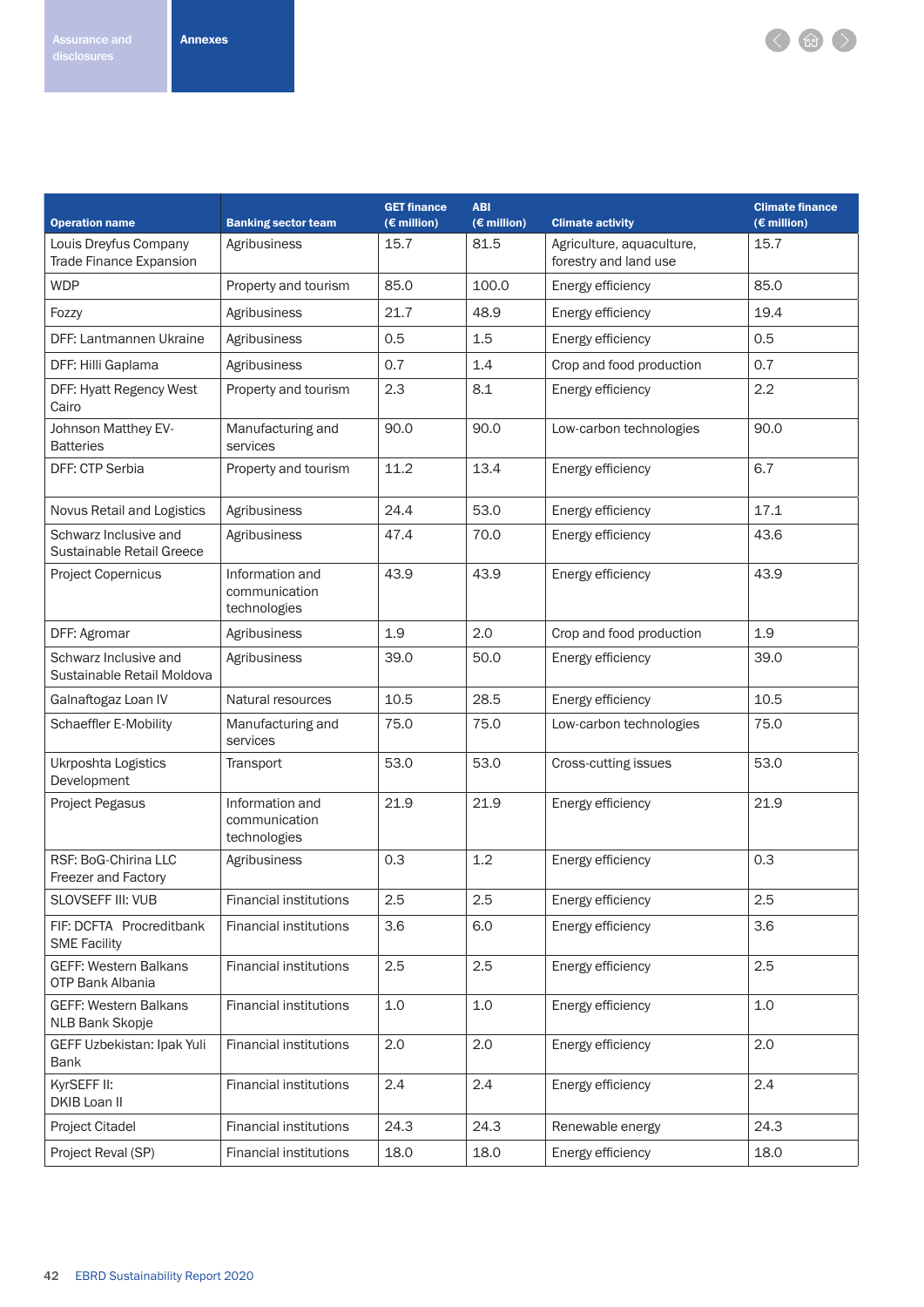| Operation name | Banking sector team | GET finance (€ million) | ABI (€ million) | Climate activity | Climate finance (€ million) |
|---|---|---|---|---|---|
| Louis Dreyfus Company Trade Finance Expansion | Agribusiness | 15.7 | 81.5 | Agriculture, aquaculture, forestry and land use | 15.7 |
| WDP | Property and tourism | 85.0 | 100.0 | Energy efficiency | 85.0 |
| Fozzy | Agribusiness | 21.7 | 48.9 | Energy efficiency | 19.4 |
| DFF: Lantmannen Ukraine | Agribusiness | 0.5 | 1.5 | Energy efficiency | 0.5 |
| DFF: Hilli Gaplama | Agribusiness | 0.7 | 1.4 | Crop and food production | 0.7 |
| DFF: Hyatt Regency West Cairo | Property and tourism | 2.3 | 8.1 | Energy efficiency | 2.2 |
| Johnson Matthey EV-Batteries | Manufacturing and services | 90.0 | 90.0 | Low-carbon technologies | 90.0 |
| DFF: CTP Serbia | Property and tourism | 11.2 | 13.4 | Energy efficiency | 6.7 |
| Novus Retail and Logistics | Agribusiness | 24.4 | 53.0 | Energy efficiency | 17.1 |
| Schwarz Inclusive and Sustainable Retail Greece | Agribusiness | 47.4 | 70.0 | Energy efficiency | 43.6 |
| Project Copernicus | Information and communication technologies | 43.9 | 43.9 | Energy efficiency | 43.9 |
| DFF: Agromar | Agribusiness | 1.9 | 2.0 | Crop and food production | 1.9 |
| Schwarz Inclusive and Sustainable Retail Moldova | Agribusiness | 39.0 | 50.0 | Energy efficiency | 39.0 |
| Galnaftogaz Loan IV | Natural resources | 10.5 | 28.5 | Energy efficiency | 10.5 |
| Schaeffler E-Mobility | Manufacturing and services | 75.0 | 75.0 | Low-carbon technologies | 75.0 |
| Ukrposhta Logistics Development | Transport | 53.0 | 53.0 | Cross-cutting issues | 53.0 |
| Project Pegasus | Information and communication technologies | 21.9 | 21.9 | Energy efficiency | 21.9 |
| RSF: BoG-Chirina LLC Freezer and Factory | Agribusiness | 0.3 | 1.2 | Energy efficiency | 0.3 |
| SLOVSEFF III: VUB | Financial institutions | 2.5 | 2.5 | Energy efficiency | 2.5 |
| FIF: DCFTA Procreditbank SME Facility | Financial institutions | 3.6 | 6.0 | Energy efficiency | 3.6 |
| GEFF: Western Balkans OTP Bank Albania | Financial institutions | 2.5 | 2.5 | Energy efficiency | 2.5 |
| GEFF: Western Balkans NLB Bank Skopje | Financial institutions | 1.0 | 1.0 | Energy efficiency | 1.0 |
| GEFF Uzbekistan: Ipak Yuli Bank | Financial institutions | 2.0 | 2.0 | Energy efficiency | 2.0 |
| KyrSEFF II: DKIB Loan II | Financial institutions | 2.4 | 2.4 | Energy efficiency | 2.4 |
| Project Citadel | Financial institutions | 24.3 | 24.3 | Renewable energy | 24.3 |
| Project Reval (SP) | Financial institutions | 18.0 | 18.0 | Energy efficiency | 18.0 |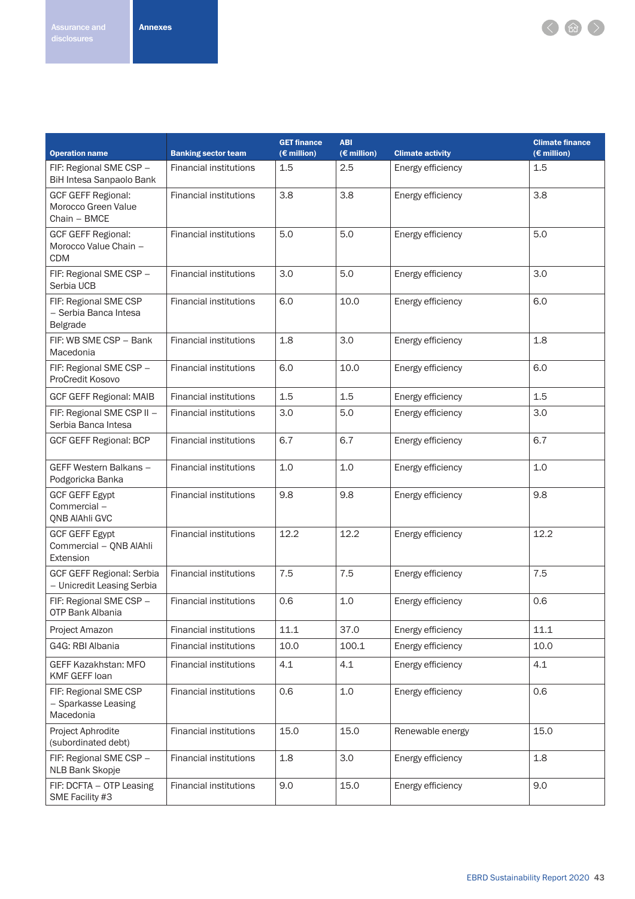| Operation name | Banking sector team | GET finance (€ million) | ABI (€ million) | Climate activity | Climate finance (€ million) |
|---|---|---|---|---|---|
| FIF: Regional SME CSP – BiH Intesa Sanpaolo Bank | Financial institutions | 1.5 | 2.5 | Energy efficiency | 1.5 |
| GCF GEFF Regional: Morocco Green Value Chain – BMCE | Financial institutions | 3.8 | 3.8 | Energy efficiency | 3.8 |
| GCF GEFF Regional: Morocco Value Chain – CDM | Financial institutions | 5.0 | 5.0 | Energy efficiency | 5.0 |
| FIF: Regional SME CSP – Serbia UCB | Financial institutions | 3.0 | 5.0 | Energy efficiency | 3.0 |
| FIF: Regional SME CSP – Serbia Banca Intesa Belgrade | Financial institutions | 6.0 | 10.0 | Energy efficiency | 6.0 |
| FIF: WB SME CSP – Bank Macedonia | Financial institutions | 1.8 | 3.0 | Energy efficiency | 1.8 |
| FIF: Regional SME CSP – ProCredit Kosovo | Financial institutions | 6.0 | 10.0 | Energy efficiency | 6.0 |
| GCF GEFF Regional: MAIB | Financial institutions | 1.5 | 1.5 | Energy efficiency | 1.5 |
| FIF: Regional SME CSP II – Serbia Banca Intesa | Financial institutions | 3.0 | 5.0 | Energy efficiency | 3.0 |
| GCF GEFF Regional: BCP | Financial institutions | 6.7 | 6.7 | Energy efficiency | 6.7 |
| GEFF Western Balkans – Podgoricka Banka | Financial institutions | 1.0 | 1.0 | Energy efficiency | 1.0 |
| GCF GEFF Egypt Commercial – QNB AlAhli GVC | Financial institutions | 9.8 | 9.8 | Energy efficiency | 9.8 |
| GCF GEFF Egypt Commercial – QNB AlAhli Extension | Financial institutions | 12.2 | 12.2 | Energy efficiency | 12.2 |
| GCF GEFF Regional: Serbia – Unicredit Leasing Serbia | Financial institutions | 7.5 | 7.5 | Energy efficiency | 7.5 |
| FIF: Regional SME CSP – OTP Bank Albania | Financial institutions | 0.6 | 1.0 | Energy efficiency | 0.6 |
| Project Amazon | Financial institutions | 11.1 | 37.0 | Energy efficiency | 11.1 |
| G4G: RBI Albania | Financial institutions | 10.0 | 100.1 | Energy efficiency | 10.0 |
| GEFF Kazakhstan: MFO KMF GEFF loan | Financial institutions | 4.1 | 4.1 | Energy efficiency | 4.1 |
| FIF: Regional SME CSP – Sparkasse Leasing Macedonia | Financial institutions | 0.6 | 1.0 | Energy efficiency | 0.6 |
| Project Aphrodite (subordinated debt) | Financial institutions | 15.0 | 15.0 | Renewable energy | 15.0 |
| FIF: Regional SME CSP – NLB Bank Skopje | Financial institutions | 1.8 | 3.0 | Energy efficiency | 1.8 |
| FIF: DCFTA – OTP Leasing SME Facility #3 | Financial institutions | 9.0 | 15.0 | Energy efficiency | 9.0 |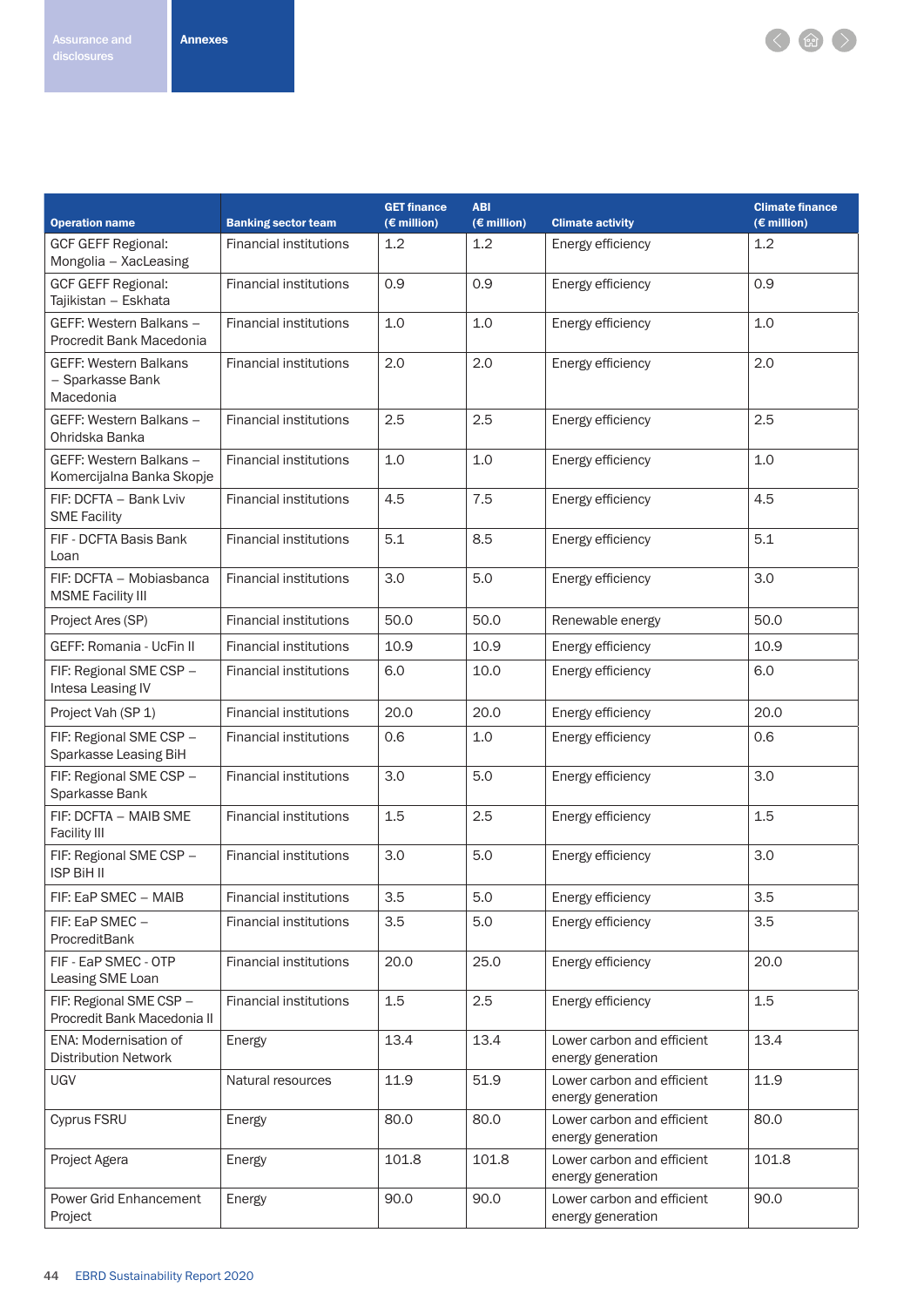| Operation name | Banking sector team | GET finance (€ million) | ABI (€ million) | Climate activity | Climate finance (€ million) |
|---|---|---|---|---|---|
| GCF GEFF Regional: Mongolia – XacLeasing | Financial institutions | 1.2 | 1.2 | Energy efficiency | 1.2 |
| GCF GEFF Regional: Tajikistan – Eskhata | Financial institutions | 0.9 | 0.9 | Energy efficiency | 0.9 |
| GEFF: Western Balkans – Procredit Bank Macedonia | Financial institutions | 1.0 | 1.0 | Energy efficiency | 1.0 |
| GEFF: Western Balkans – Sparkasse Bank Macedonia | Financial institutions | 2.0 | 2.0 | Energy efficiency | 2.0 |
| GEFF: Western Balkans – Ohridska Banka | Financial institutions | 2.5 | 2.5 | Energy efficiency | 2.5 |
| GEFF: Western Balkans – Komercijalna Banka Skopje | Financial institutions | 1.0 | 1.0 | Energy efficiency | 1.0 |
| FIF: DCFTA – Bank Lviv SME Facility | Financial institutions | 4.5 | 7.5 | Energy efficiency | 4.5 |
| FIF - DCFTA Basis Bank Loan | Financial institutions | 5.1 | 8.5 | Energy efficiency | 5.1 |
| FIF: DCFTA – Mobiasbanca MSME Facility III | Financial institutions | 3.0 | 5.0 | Energy efficiency | 3.0 |
| Project Ares (SP) | Financial institutions | 50.0 | 50.0 | Renewable energy | 50.0 |
| GEFF: Romania - UcFin II | Financial institutions | 10.9 | 10.9 | Energy efficiency | 10.9 |
| FIF: Regional SME CSP – Intesa Leasing IV | Financial institutions | 6.0 | 10.0 | Energy efficiency | 6.0 |
| Project Vah (SP 1) | Financial institutions | 20.0 | 20.0 | Energy efficiency | 20.0 |
| FIF: Regional SME CSP – Sparkasse Leasing BiH | Financial institutions | 0.6 | 1.0 | Energy efficiency | 0.6 |
| FIF: Regional SME CSP – Sparkasse Bank | Financial institutions | 3.0 | 5.0 | Energy efficiency | 3.0 |
| FIF: DCFTA – MAIB SME Facility III | Financial institutions | 1.5 | 2.5 | Energy efficiency | 1.5 |
| FIF: Regional SME CSP – ISP BiH II | Financial institutions | 3.0 | 5.0 | Energy efficiency | 3.0 |
| FIF: EaP SMEC – MAIB | Financial institutions | 3.5 | 5.0 | Energy efficiency | 3.5 |
| FIF: EaP SMEC – ProcreditBank | Financial institutions | 3.5 | 5.0 | Energy efficiency | 3.5 |
| FIF - EaP SMEC - OTP Leasing SME Loan | Financial institutions | 20.0 | 25.0 | Energy efficiency | 20.0 |
| FIF: Regional SME CSP – Procredit Bank Macedonia II | Financial institutions | 1.5 | 2.5 | Energy efficiency | 1.5 |
| ENA: Modernisation of Distribution Network | Energy | 13.4 | 13.4 | Lower carbon and efficient energy generation | 13.4 |
| UGV | Natural resources | 11.9 | 51.9 | Lower carbon and efficient energy generation | 11.9 |
| Cyprus FSRU | Energy | 80.0 | 80.0 | Lower carbon and efficient energy generation | 80.0 |
| Project Agera | Energy | 101.8 | 101.8 | Lower carbon and efficient energy generation | 101.8 |
| Power Grid Enhancement Project | Energy | 90.0 | 90.0 | Lower carbon and efficient energy generation | 90.0 |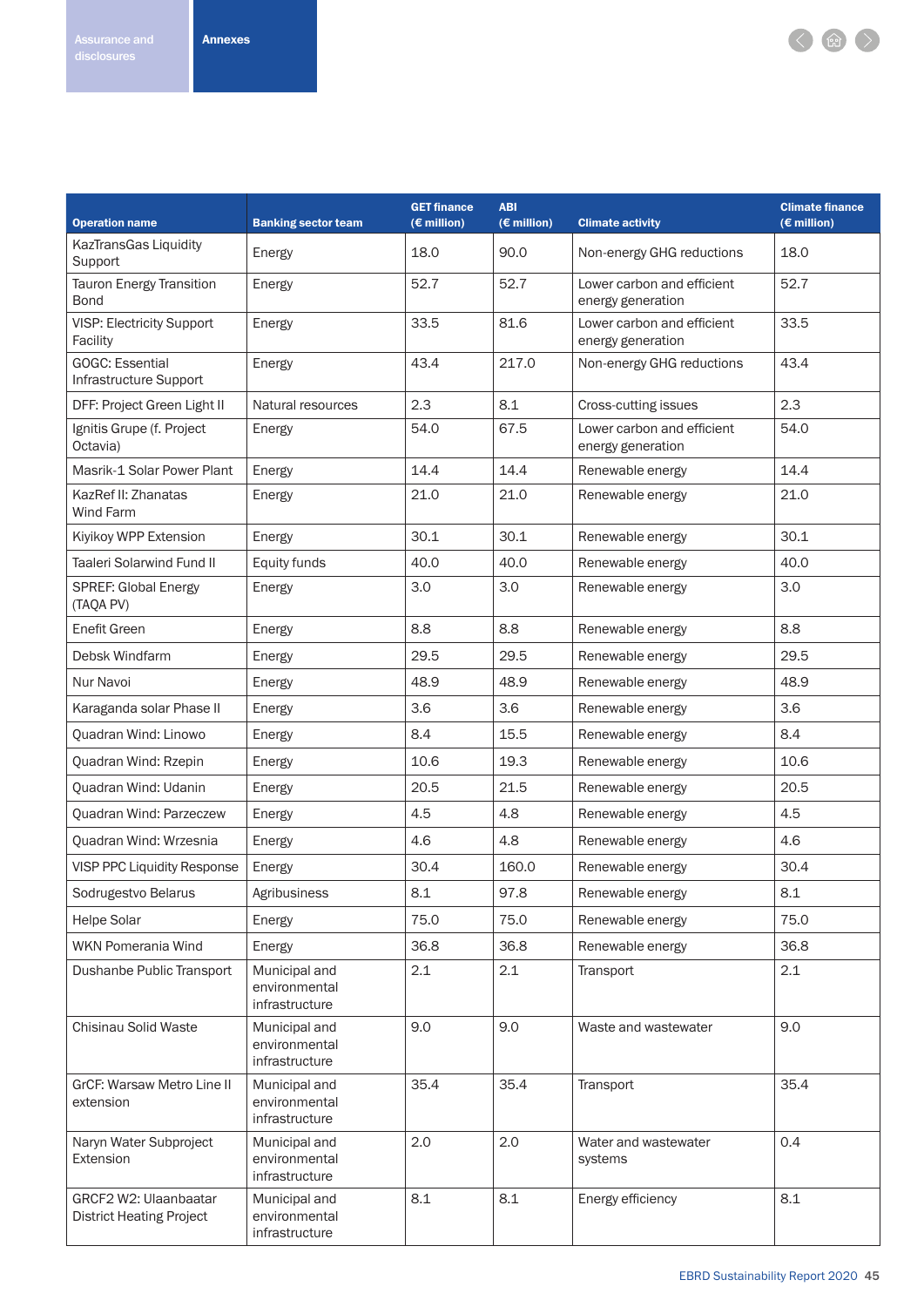| Operation name | Banking sector team | GET finance (€ million) | ABI (€ million) | Climate activity | Climate finance (€ million) |
|---|---|---|---|---|---|
| KazTransGas Liquidity Support | Energy | 18.0 | 90.0 | Non-energy GHG reductions | 18.0 |
| Tauron Energy Transition Bond | Energy | 52.7 | 52.7 | Lower carbon and efficient energy generation | 52.7 |
| VISP: Electricity Support Facility | Energy | 33.5 | 81.6 | Lower carbon and efficient energy generation | 33.5 |
| GOGC: Essential Infrastructure Support | Energy | 43.4 | 217.0 | Non-energy GHG reductions | 43.4 |
| DFF: Project Green Light II | Natural resources | 2.3 | 8.1 | Cross-cutting issues | 2.3 |
| Ignitis Grupe (f. Project Octavia) | Energy | 54.0 | 67.5 | Lower carbon and efficient energy generation | 54.0 |
| Masrik-1 Solar Power Plant | Energy | 14.4 | 14.4 | Renewable energy | 14.4 |
| KazRef II: Zhanatas Wind Farm | Energy | 21.0 | 21.0 | Renewable energy | 21.0 |
| Kiyikoy WPP Extension | Energy | 30.1 | 30.1 | Renewable energy | 30.1 |
| Taaleri Solarwind Fund II | Equity funds | 40.0 | 40.0 | Renewable energy | 40.0 |
| SPREF: Global Energy (TAQA PV) | Energy | 3.0 | 3.0 | Renewable energy | 3.0 |
| Enefit Green | Energy | 8.8 | 8.8 | Renewable energy | 8.8 |
| Debsk Windfarm | Energy | 29.5 | 29.5 | Renewable energy | 29.5 |
| Nur Navoi | Energy | 48.9 | 48.9 | Renewable energy | 48.9 |
| Karaganda solar Phase II | Energy | 3.6 | 3.6 | Renewable energy | 3.6 |
| Quadran Wind: Linowo | Energy | 8.4 | 15.5 | Renewable energy | 8.4 |
| Quadran Wind: Rzepin | Energy | 10.6 | 19.3 | Renewable energy | 10.6 |
| Quadran Wind: Udanin | Energy | 20.5 | 21.5 | Renewable energy | 20.5 |
| Quadran Wind: Parzeczew | Energy | 4.5 | 4.8 | Renewable energy | 4.5 |
| Quadran Wind: Wrzesnia | Energy | 4.6 | 4.8 | Renewable energy | 4.6 |
| VISP PPC Liquidity Response | Energy | 30.4 | 160.0 | Renewable energy | 30.4 |
| Sodrugestvo Belarus | Agribusiness | 8.1 | 97.8 | Renewable energy | 8.1 |
| Helpe Solar | Energy | 75.0 | 75.0 | Renewable energy | 75.0 |
| WKN Pomerania Wind | Energy | 36.8 | 36.8 | Renewable energy | 36.8 |
| Dushanbe Public Transport | Municipal and environmental infrastructure | 2.1 | 2.1 | Transport | 2.1 |
| Chisinau Solid Waste | Municipal and environmental infrastructure | 9.0 | 9.0 | Waste and wastewater | 9.0 |
| GrCF: Warsaw Metro Line II extension | Municipal and environmental infrastructure | 35.4 | 35.4 | Transport | 35.4 |
| Naryn Water Subproject Extension | Municipal and environmental infrastructure | 2.0 | 2.0 | Water and wastewater systems | 0.4 |
| GRCF2 W2: Ulaanbaatar District Heating Project | Municipal and environmental infrastructure | 8.1 | 8.1 | Energy efficiency | 8.1 |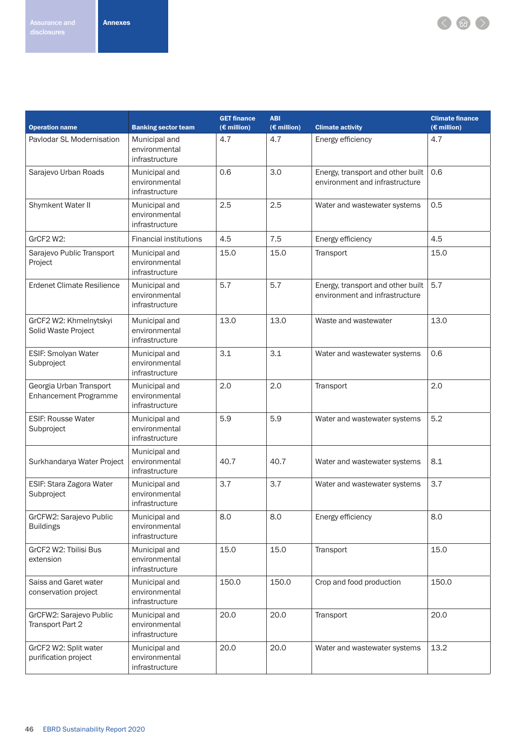| Operation name | Banking sector team | GET finance (€ million) | ABI (€ million) | Climate activity | Climate finance (€ million) |
|---|---|---|---|---|---|
| Pavlodar SL Modernisation | Municipal and environmental infrastructure | 4.7 | 4.7 | Energy efficiency | 4.7 |
| Sarajevo Urban Roads | Municipal and environmental infrastructure | 0.6 | 3.0 | Energy, transport and other built environment and infrastructure | 0.6 |
| Shymkent Water II | Municipal and environmental infrastructure | 2.5 | 2.5 | Water and wastewater systems | 0.5 |
| GrCF2 W2: | Financial institutions | 4.5 | 7.5 | Energy efficiency | 4.5 |
| Sarajevo Public Transport Project | Municipal and environmental infrastructure | 15.0 | 15.0 | Transport | 15.0 |
| Erdenet Climate Resilience | Municipal and environmental infrastructure | 5.7 | 5.7 | Energy, transport and other built environment and infrastructure | 5.7 |
| GrCF2 W2: Khmelnytskyi Solid Waste Project | Municipal and environmental infrastructure | 13.0 | 13.0 | Waste and wastewater | 13.0 |
| ESIF: Smolyan Water Subproject | Municipal and environmental infrastructure | 3.1 | 3.1 | Water and wastewater systems | 0.6 |
| Georgia Urban Transport Enhancement Programme | Municipal and environmental infrastructure | 2.0 | 2.0 | Transport | 2.0 |
| ESIF: Rousse Water Subproject | Municipal and environmental infrastructure | 5.9 | 5.9 | Water and wastewater systems | 5.2 |
| Surkhandarya Water Project | Municipal and environmental infrastructure | 40.7 | 40.7 | Water and wastewater systems | 8.1 |
| ESIF: Stara Zagora Water Subproject | Municipal and environmental infrastructure | 3.7 | 3.7 | Water and wastewater systems | 3.7 |
| GrCFW2: Sarajevo Public Buildings | Municipal and environmental infrastructure | 8.0 | 8.0 | Energy efficiency | 8.0 |
| GrCF2 W2: Tbilisi Bus extension | Municipal and environmental infrastructure | 15.0 | 15.0 | Transport | 15.0 |
| Saiss and Garet water conservation project | Municipal and environmental infrastructure | 150.0 | 150.0 | Crop and food production | 150.0 |
| GrCFW2: Sarajevo Public Transport Part 2 | Municipal and environmental infrastructure | 20.0 | 20.0 | Transport | 20.0 |
| GrCF2 W2: Split water purification project | Municipal and environmental infrastructure | 20.0 | 20.0 | Water and wastewater systems | 13.2 |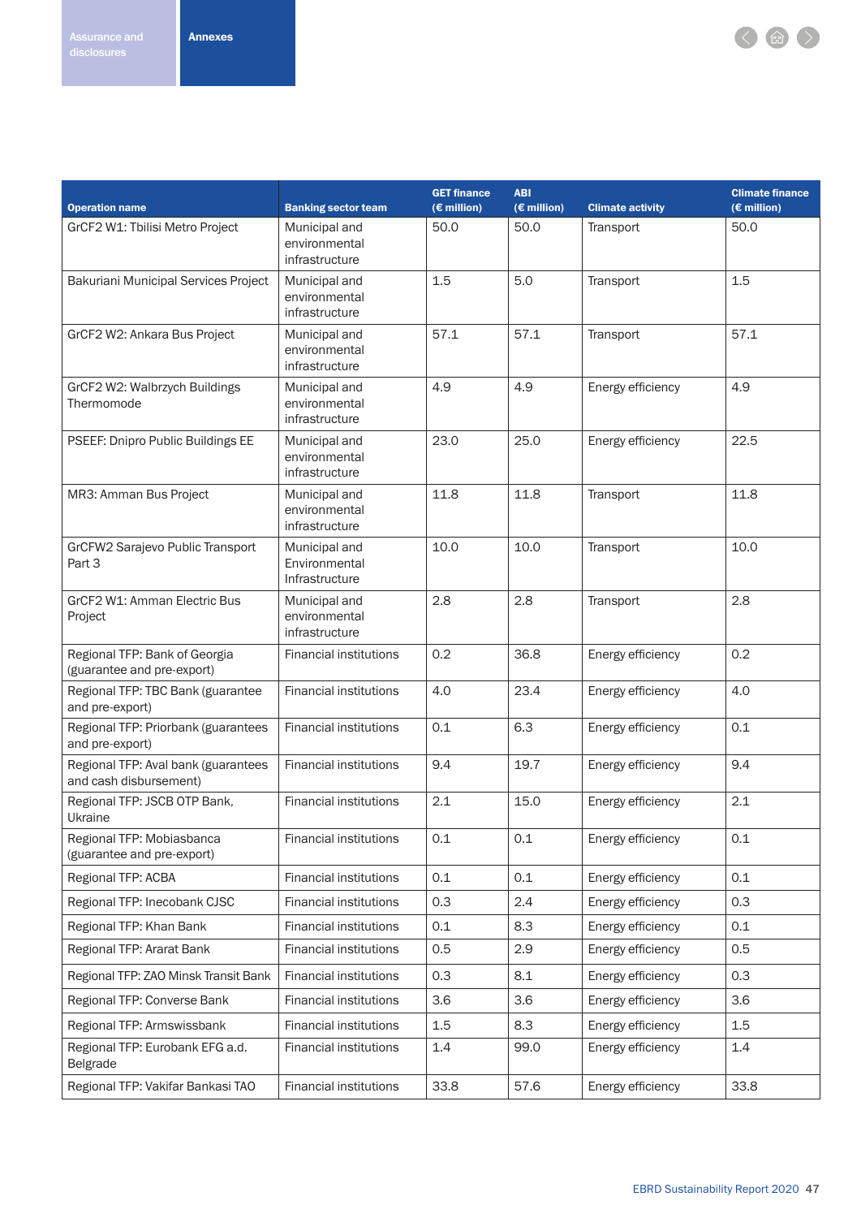| Operation name | Banking sector team | GET finance (€ million) | ABI (€ million) | Climate activity | Climate finance (€ million) |
|---|---|---|---|---|---|
| GrCF2 W1: Tbilisi Metro Project | Municipal and environmental infrastructure | 50.0 | 50.0 | Transport | 50.0 |
| Bakuriani Municipal Services Project | Municipal and environmental infrastructure | 1.5 | 5.0 | Transport | 1.5 |
| GrCF2 W2: Ankara Bus Project | Municipal and environmental infrastructure | 57.1 | 57.1 | Transport | 57.1 |
| GrCF2 W2: Walbrzych Buildings Thermomode | Municipal and environmental infrastructure | 4.9 | 4.9 | Energy efficiency | 4.9 |
| PSEEF: Dnipro Public Buildings EE | Municipal and environmental infrastructure | 23.0 | 25.0 | Energy efficiency | 22.5 |
| MR3: Amman Bus Project | Municipal and environmental infrastructure | 11.8 | 11.8 | Transport | 11.8 |
| GrCFW2 Sarajevo Public Transport Part 3 | Municipal and Environmental Infrastructure | 10.0 | 10.0 | Transport | 10.0 |
| GrCF2 W1: Amman Electric Bus Project | Municipal and environmental infrastructure | 2.8 | 2.8 | Transport | 2.8 |
| Regional TFP: Bank of Georgia (guarantee and pre-export) | Financial institutions | 0.2 | 36.8 | Energy efficiency | 0.2 |
| Regional TFP: TBC Bank (guarantee and pre-export) | Financial institutions | 4.0 | 23.4 | Energy efficiency | 4.0 |
| Regional TFP: Priorbank (guarantees and pre-export) | Financial institutions | 0.1 | 6.3 | Energy efficiency | 0.1 |
| Regional TFP: Aval bank (guarantees and cash disbursement) | Financial institutions | 9.4 | 19.7 | Energy efficiency | 9.4 |
| Regional TFP: JSCB OTP Bank, Ukraine | Financial institutions | 2.1 | 15.0 | Energy efficiency | 2.1 |
| Regional TFP: Mobiasbanca (guarantee and pre-export) | Financial institutions | 0.1 | 0.1 | Energy efficiency | 0.1 |
| Regional TFP: ACBA | Financial institutions | 0.1 | 0.1 | Energy efficiency | 0.1 |
| Regional TFP: Inecobank CJSC | Financial institutions | 0.3 | 2.4 | Energy efficiency | 0.3 |
| Regional TFP: Khan Bank | Financial institutions | 0.1 | 8.3 | Energy efficiency | 0.1 |
| Regional TFP: Ararat Bank | Financial institutions | 0.5 | 2.9 | Energy efficiency | 0.5 |
| Regional TFP: ZAO Minsk Transit Bank | Financial institutions | 0.3 | 8.1 | Energy efficiency | 0.3 |
| Regional TFP: Converse Bank | Financial institutions | 3.6 | 3.6 | Energy efficiency | 3.6 |
| Regional TFP: Armswissbank | Financial institutions | 1.5 | 8.3 | Energy efficiency | 1.5 |
| Regional TFP: Eurobank EFG a.d. Belgrade | Financial institutions | 1.4 | 99.0 | Energy efficiency | 1.4 |
| Regional TFP: Vakifar Bankasi TAO | Financial institutions | 33.8 | 57.6 | Energy efficiency | 33.8 |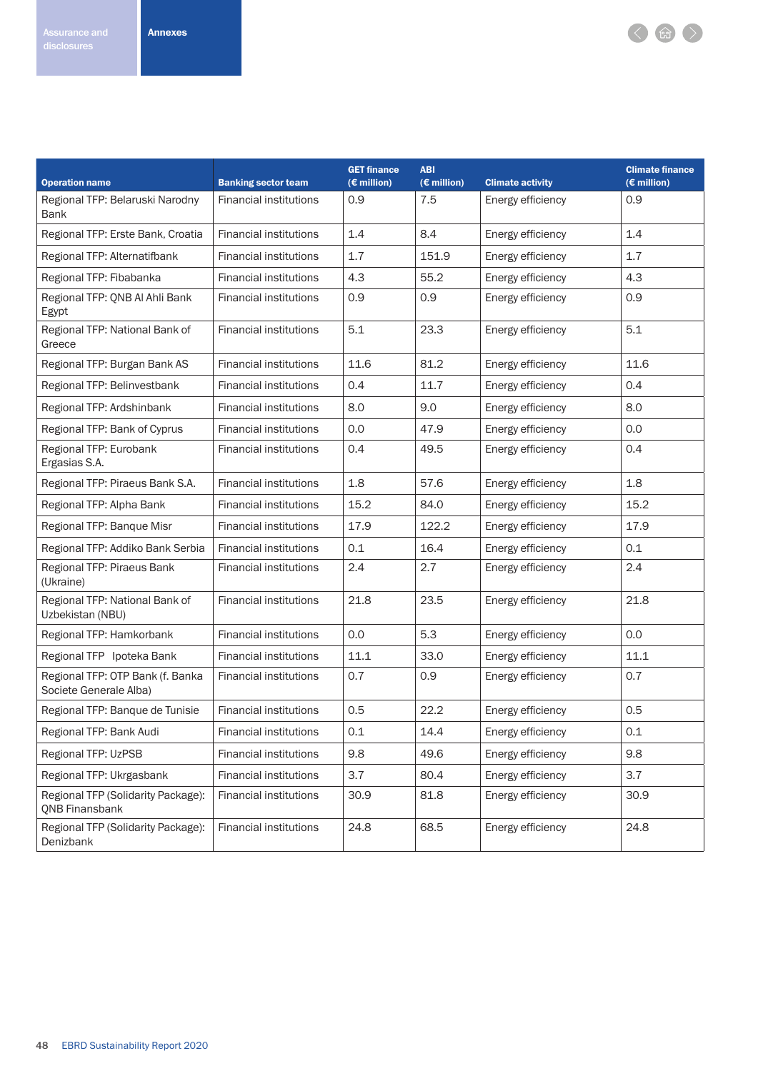| Operation name | Banking sector team | GET finance (€ million) | ABI (€ million) | Climate activity | Climate finance (€ million) |
|---|---|---|---|---|---|
| Regional TFP: Belaruski Narodny Bank | Financial institutions | 0.9 | 7.5 | Energy efficiency | 0.9 |
| Regional TFP: Erste Bank, Croatia | Financial institutions | 1.4 | 8.4 | Energy efficiency | 1.4 |
| Regional TFP: Alternatifbank | Financial institutions | 1.7 | 151.9 | Energy efficiency | 1.7 |
| Regional TFP: Fibabanka | Financial institutions | 4.3 | 55.2 | Energy efficiency | 4.3 |
| Regional TFP: QNB Al Ahli Bank Egypt | Financial institutions | 0.9 | 0.9 | Energy efficiency | 0.9 |
| Regional TFP: National Bank of Greece | Financial institutions | 5.1 | 23.3 | Energy efficiency | 5.1 |
| Regional TFP: Burgan Bank AS | Financial institutions | 11.6 | 81.2 | Energy efficiency | 11.6 |
| Regional TFP: Belinvestbank | Financial institutions | 0.4 | 11.7 | Energy efficiency | 0.4 |
| Regional TFP: Ardshinbank | Financial institutions | 8.0 | 9.0 | Energy efficiency | 8.0 |
| Regional TFP: Bank of Cyprus | Financial institutions | 0.0 | 47.9 | Energy efficiency | 0.0 |
| Regional TFP: Eurobank Ergasias S.A. | Financial institutions | 0.4 | 49.5 | Energy efficiency | 0.4 |
| Regional TFP: Piraeus Bank S.A. | Financial institutions | 1.8 | 57.6 | Energy efficiency | 1.8 |
| Regional TFP: Alpha Bank | Financial institutions | 15.2 | 84.0 | Energy efficiency | 15.2 |
| Regional TFP: Banque Misr | Financial institutions | 17.9 | 122.2 | Energy efficiency | 17.9 |
| Regional TFP: Addiko Bank Serbia | Financial institutions | 0.1 | 16.4 | Energy efficiency | 0.1 |
| Regional TFP: Piraeus Bank (Ukraine) | Financial institutions | 2.4 | 2.7 | Energy efficiency | 2.4 |
| Regional TFP: National Bank of Uzbekistan (NBU) | Financial institutions | 21.8 | 23.5 | Energy efficiency | 21.8 |
| Regional TFP: Hamkorbank | Financial institutions | 0.0 | 5.3 | Energy efficiency | 0.0 |
| Regional TFP Ipoteka Bank | Financial institutions | 11.1 | 33.0 | Energy efficiency | 11.1 |
| Regional TFP: OTP Bank (f. Banka Societe Generale Alba) | Financial institutions | 0.7 | 0.9 | Energy efficiency | 0.7 |
| Regional TFP: Banque de Tunisie | Financial institutions | 0.5 | 22.2 | Energy efficiency | 0.5 |
| Regional TFP: Bank Audi | Financial institutions | 0.1 | 14.4 | Energy efficiency | 0.1 |
| Regional TFP: UzPSB | Financial institutions | 9.8 | 49.6 | Energy efficiency | 9.8 |
| Regional TFP: Ukrgasbank | Financial institutions | 3.7 | 80.4 | Energy efficiency | 3.7 |
| Regional TFP (Solidarity Package): QNB Finansbank | Financial institutions | 30.9 | 81.8 | Energy efficiency | 30.9 |
| Regional TFP (Solidarity Package): Denizbank | Financial institutions | 24.8 | 68.5 | Energy efficiency | 24.8 |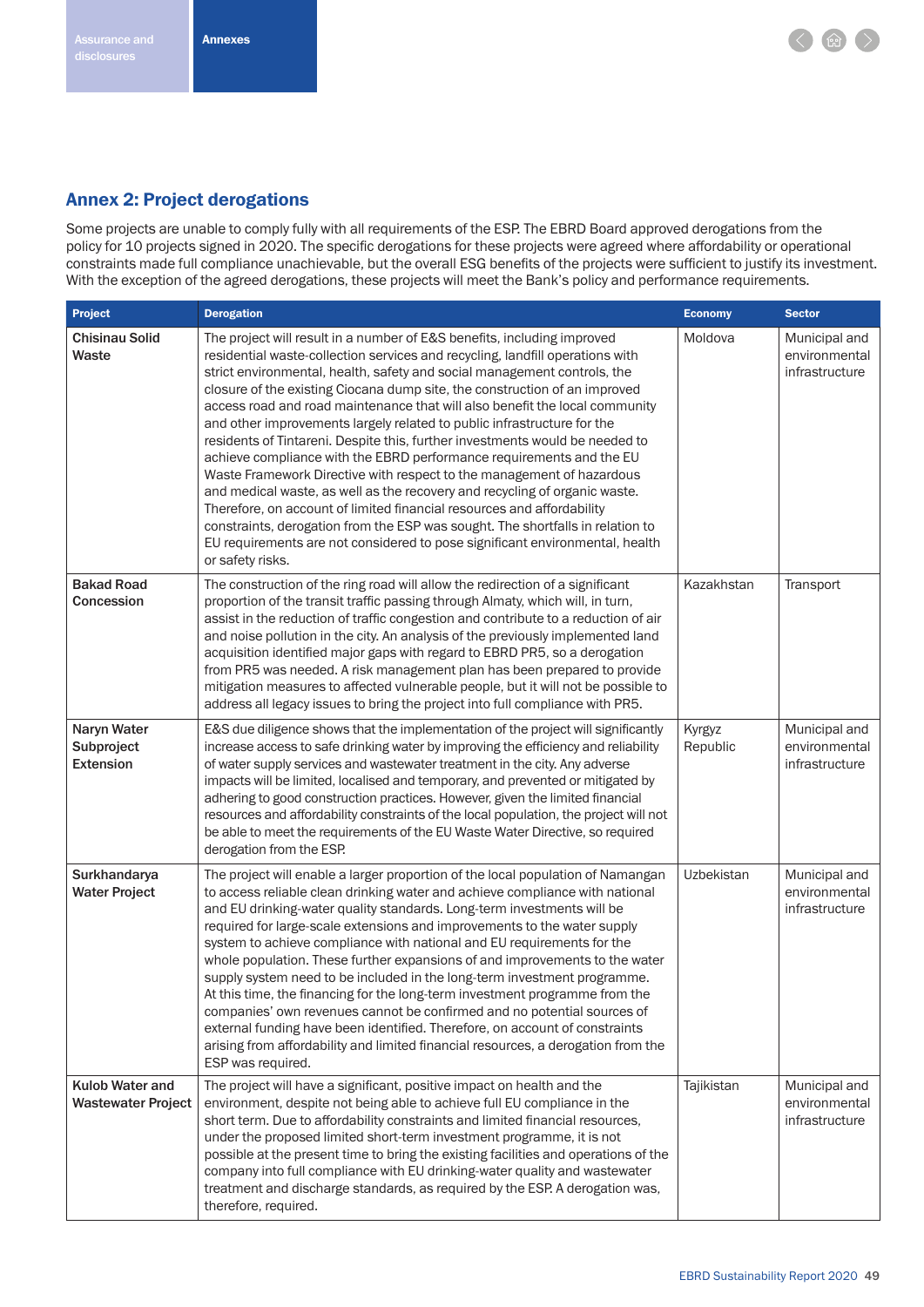## Annex 2: Project derogations

Some projects are unable to comply fully with all requirements of the ESP. The EBRD Board approved derogations from the policy for 10 projects signed in 2020. The specific derogations for these projects were agreed where affordability or operational constraints made full compliance unachievable, but the overall ESG benefits of the projects were sufficient to justify its investment. With the exception of the agreed derogations, these projects will meet the Bank's policy and performance requirements.

| Project | Derogation | Economy | Sector |
|---|---|---|---|
| **Chisinau Solid Waste** | The project will result in a number of E&S benefits, including improved residential waste-collection services and recycling, landfill operations with strict environmental, health, safety and social management controls, the closure of the existing Ciocana dump site, the construction of an improved access road and road maintenance that will also benefit the local community and other improvements largely related to public infrastructure for the residents of Tintareni. Despite this, further investments would be needed to achieve compliance with the EBRD performance requirements and the EU Waste Framework Directive with respect to the management of hazardous and medical waste, as well as the recovery and recycling of organic waste. Therefore, on account of limited financial resources and affordability constraints, derogation from the ESP was sought. The shortfalls in relation to EU requirements are not considered to pose significant environmental, health or safety risks. | Moldova | Municipal and environmental infrastructure |
| **Bakad Road Concession** | The construction of the ring road will allow the redirection of a significant proportion of the transit traffic passing through Almaty, which will, in turn, assist in the reduction of traffic congestion and contribute to a reduction of air and noise pollution in the city. An analysis of the previously implemented land acquisition identified major gaps with regard to EBRD PR5, so a derogation from PR5 was needed. A risk management plan has been prepared to provide mitigation measures to affected vulnerable people, but it will not be possible to address all legacy issues to bring the project into full compliance with PR5. | Kazakhstan | Transport |
| **Naryn Water Subproject Extension** | E&S due diligence shows that the implementation of the project will significantly increase access to safe drinking water by improving the efficiency and reliability of water supply services and wastewater treatment in the city. Any adverse impacts will be limited, localised and temporary, and prevented or mitigated by adhering to good construction practices. However, given the limited financial resources and affordability constraints of the local population, the project will not be able to meet the requirements of the EU Waste Water Directive, so required derogation from the ESP. | Kyrgyz Republic | Municipal and environmental infrastructure |
| **Surkhandarya Water Project** | The project will enable a larger proportion of the local population of Namangan to access reliable clean drinking water and achieve compliance with national and EU drinking-water quality standards. Long-term investments will be required for large-scale extensions and improvements to the water supply system to achieve compliance with national and EU requirements for the whole population. These further expansions of and improvements to the water supply system need to be included in the long-term investment programme. At this time, the financing for the long-term investment programme from the companies' own revenues cannot be confirmed and no potential sources of external funding have been identified. Therefore, on account of constraints arising from affordability and limited financial resources, a derogation from the ESP was required. | Uzbekistan | Municipal and environmental infrastructure |
| **Kulob Water and Wastewater Project** | The project will have a significant, positive impact on health and the environment, despite not being able to achieve full EU compliance in the short term. Due to affordability constraints and limited financial resources, under the proposed limited short-term investment programme, it is not possible at the present time to bring the existing facilities and operations of the company into full compliance with EU drinking-water quality and wastewater treatment and discharge standards, as required by the ESP. A derogation was, therefore, required. | Tajikistan | Municipal and environmental infrastructure |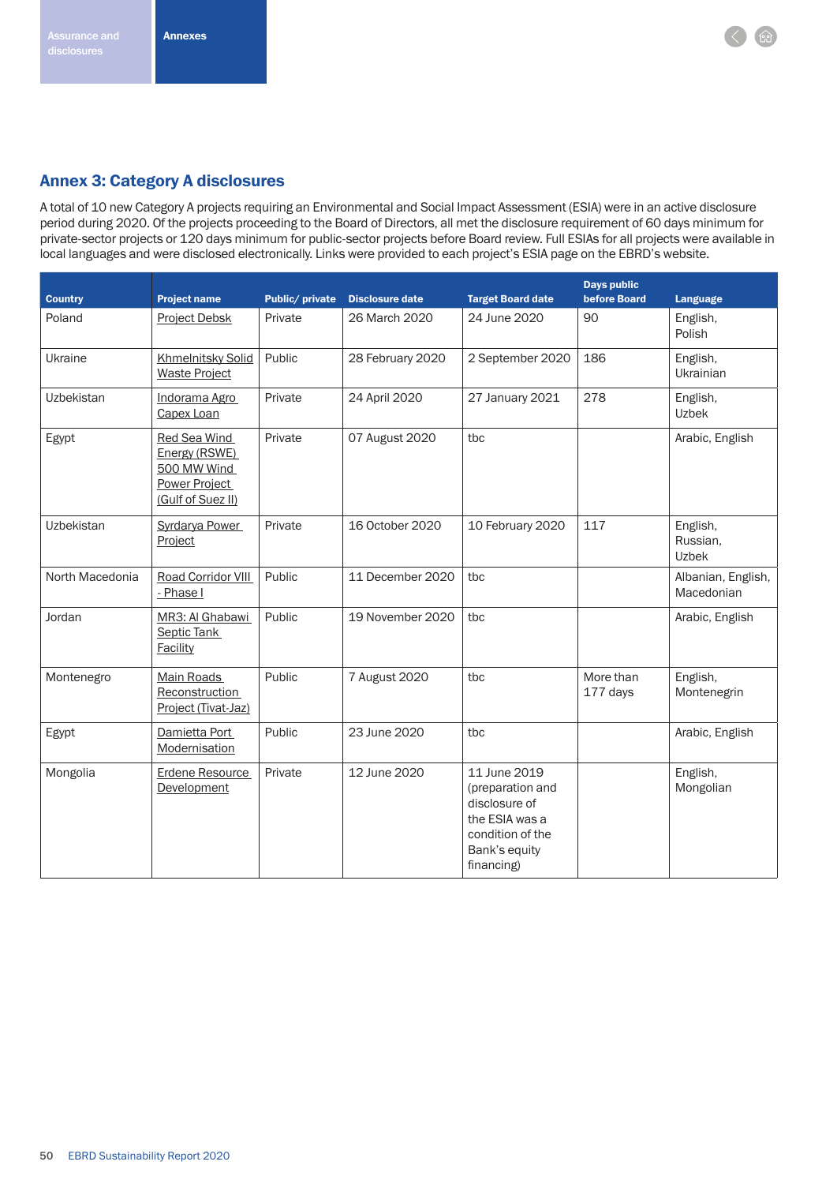## Annex 3: Category A disclosures

A total of 10 new Category A projects requiring an Environmental and Social Impact Assessment (ESIA) were in an active disclosure period during 2020. Of the projects proceeding to the Board of Directors, all met the disclosure requirement of 60 days minimum for private-sector projects or 120 days minimum for public-sector projects before Board review. Full ESIAs for all projects were available in local languages and were disclosed electronically. Links were provided to each project's ESIA page on the EBRD's website.

| Country | Project name | Public/ private | Disclosure date | Target Board date | Days public before Board | Language |
|---|---|---|---|---|---|---|
| Poland | Project Debsk | Private | 26 March 2020 | 24 June 2020 | 90 | English, Polish |
| Ukraine | Khmelnitsky Solid Waste Project | Public | 28 February 2020 | 2 September 2020 | 186 | English, Ukrainian |
| Uzbekistan | Indorama Agro Capex Loan | Private | 24 April 2020 | 27 January 2021 | 278 | English, Uzbek |
| Egypt | Red Sea Wind Energy (RSWE) 500 MW Wind Power Project (Gulf of Suez II) | Private | 07 August 2020 | tbc | | Arabic, English |
| Uzbekistan | Syrdarya Power Project | Private | 16 October 2020 | 10 February 2020 | 117 | English, Russian, Uzbek |
| North Macedonia | Road Corridor VIII - Phase I | Public | 11 December 2020 | tbc | | Albanian, English, Macedonian |
| Jordan | MR3: Al Ghabawi Septic Tank Facility | Public | 19 November 2020 | tbc | | Arabic, English |
| Montenegro | Main Roads Reconstruction Project (Tivat-Jaz) | Public | 7 August 2020 | tbc | More than 177 days | English, Montenegrin |
| Egypt | Damietta Port Modernisation | Public | 23 June 2020 | tbc | | Arabic, English |
| Mongolia | Erdene Resource Development | Private | 12 June 2020 | 11 June 2019 (preparation and disclosure of the ESIA was a condition of the Bank's equity financing) | | English, Mongolian |